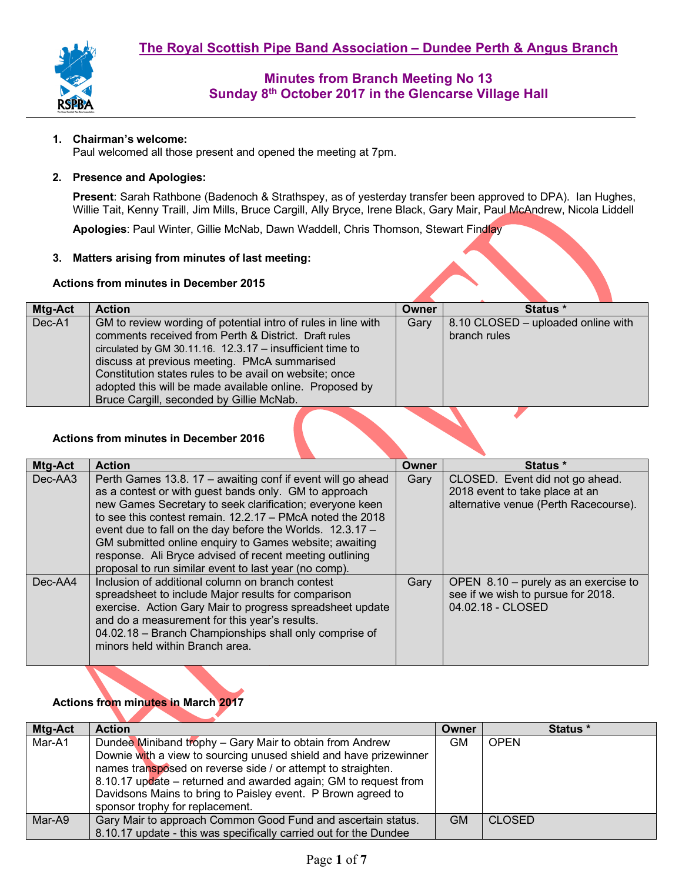# The Royal Scottish Pipe Band Association – Dundee Perth & Angus Branch

## Minutes from Branch Meeting No 13
## Sunday 8th October 2017 in the Glencarse Village Hall

1. **Chairman's welcome:**
   Paul welcomed all those present and opened the meeting at 7pm.

2. **Presence and Apologies:**

   **Present**: Sarah Rathbone (Badenoch & Strathspey, as of yesterday transfer been approved to DPA). Ian Hughes, Willie Tait, Kenny Traill, Jim Mills, Bruce Cargill, Ally Bryce, Irene Black, Gary Mair, Paul McAndrew, Nicola Liddell

   **Apologies**: Paul Winter, Gillie McNab, Dawn Waddell, Chris Thomson, Stewart Findlay

3. **Matters arising from minutes of last meeting:**

**Actions from minutes in December 2015**

| Mtg-Act | Action | Owner | Status * |
|---|---|---|---|
| Dec-A1 | GM to review wording of potential intro of rules in line with comments received from Perth & District. Draft rules circulated by GM 30.11.16. 12.3.17 – insufficient time to discuss at previous meeting. PMcA summarised Constitution states rules to be avail on website; once adopted this will be made available online. Proposed by Bruce Cargill, seconded by Gillie McNab. | Gary | 8.10 CLOSED – uploaded online with branch rules |

**Actions from minutes in December 2016**

| Mtg-Act | Action | Owner | Status * |
|---|---|---|---|
| Dec-AA3 | Perth Games 13.8. 17 – awaiting conf if event will go ahead as a contest or with guest bands only. GM to approach new Games Secretary to seek clarification; everyone keen to see this contest remain. 12.2.17 – PMcA noted the 2018 event due to fall on the day before the Worlds. 12.3.17 – GM submitted online enquiry to Games website; awaiting response. Ali Bryce advised of recent meeting outlining proposal to run similar event to last year (no comp). | Gary | CLOSED. Event did not go ahead. 2018 event to take place at an alternative venue (Perth Racecourse). |
| Dec-AA4 | Inclusion of additional column on branch contest spreadsheet to include Major results for comparison exercise. Action Gary Mair to progress spreadsheet update and do a measurement for this year's results. 04.02.18 – Branch Championships shall only comprise of minors held within Branch area. | Gary | OPEN 8.10 – purely as an exercise to see if we wish to pursue for 2018. 04.02.18 - CLOSED |

**Actions from minutes in March 2017**

| Mtg-Act | Action | Owner | Status * |
|---|---|---|---|
| Mar-A1 | Dundee Miniband trophy – Gary Mair to obtain from Andrew Downie with a view to sourcing unused shield and have prizewinner names transposed on reverse side / or attempt to straighten. 8.10.17 update – returned and awarded again; GM to request from Davidsons Mains to bring to Paisley event. P Brown agreed to sponsor trophy for replacement. | GM | OPEN |
| Mar-A9 | Gary Mair to approach Common Good Fund and ascertain status. 8.10.17 update - this was specifically carried out for the Dundee | GM | CLOSED |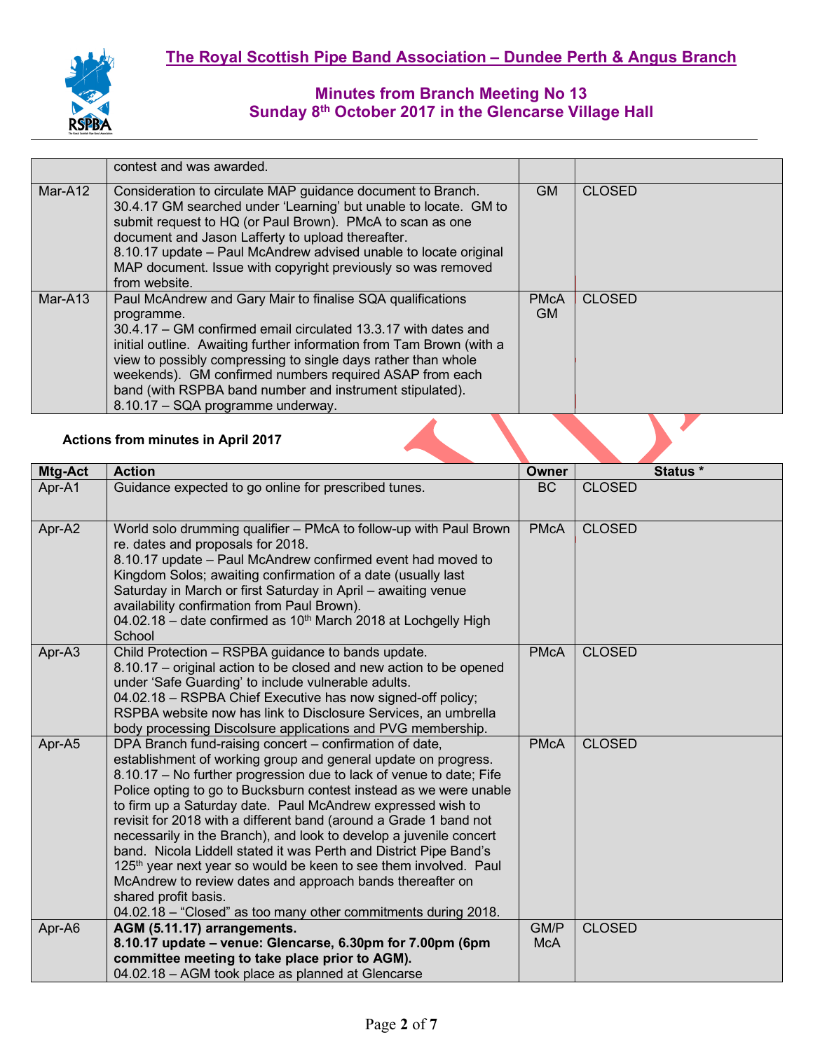| | | | |
|---|---|---|---|
| | contest and was awarded. | | |
| Mar-A12 | Consideration to circulate MAP guidance document to Branch.<br>30.4.17 GM searched under 'Learning' but unable to locate. GM to submit request to HQ (or Paul Brown). PMcA to scan as one document and Jason Lafferty to upload thereafter.<br>8.10.17 update – Paul McAndrew advised unable to locate original MAP document. Issue with copyright previously so was removed from website. | GM | CLOSED |
| Mar-A13 | Paul McAndrew and Gary Mair to finalise SQA qualifications programme.<br>30.4.17 – GM confirmed email circulated 13.3.17 with dates and initial outline. Awaiting further information from Tam Brown (with a view to possibly compressing to single days rather than whole weekends). GM confirmed numbers required ASAP from each band (with RSPBA band number and instrument stipulated).<br>8.10.17 – SQA programme underway. | PMcA GM | CLOSED |

**Actions from minutes in April 2017**

| Mtg-Act | Action | Owner | Status * |
|---|---|---|---|
| Apr-A1 | Guidance expected to go online for prescribed tunes. | BC | CLOSED |
| Apr-A2 | World solo drumming qualifier – PMcA to follow-up with Paul Brown re. dates and proposals for 2018.<br>8.10.17 update – Paul McAndrew confirmed event had moved to Kingdom Solos; awaiting confirmation of a date (usually last Saturday in March or first Saturday in April – awaiting venue availability confirmation from Paul Brown).<br>04.02.18 – date confirmed as 10th March 2018 at Lochgelly High School | PMcA | CLOSED |
| Apr-A3 | Child Protection – RSPBA guidance to bands update.<br>8.10.17 – original action to be closed and new action to be opened under 'Safe Guarding' to include vulnerable adults.<br>04.02.18 – RSPBA Chief Executive has now signed-off policy; RSPBA website now has link to Disclosure Services, an umbrella body processing Discolsure applications and PVG membership. | PMcA | CLOSED |
| Apr-A5 | DPA Branch fund-raising concert – confirmation of date, establishment of working group and general update on progress.<br>8.10.17 – No further progression due to lack of venue to date; Fife Police opting to go to Bucksburn contest instead as we were unable to firm up a Saturday date. Paul McAndrew expressed wish to revisit for 2018 with a different band (around a Grade 1 band not necessarily in the Branch), and look to develop a juvenile concert band. Nicola Liddell stated it was Perth and District Pipe Band's 125th year next year so would be keen to see them involved. Paul McAndrew to review dates and approach bands thereafter on shared profit basis.<br>04.02.18 – "Closed" as too many other commitments during 2018. | PMcA | CLOSED |
| Apr-A6 | **AGM (5.11.17) arrangements.**<br>**8.10.17 update – venue: Glencarse, 6.30pm for 7.00pm (6pm committee meeting to take place prior to AGM).**<br>04.02.18 – AGM took place as planned at Glencarse | GM/PMcA | CLOSED |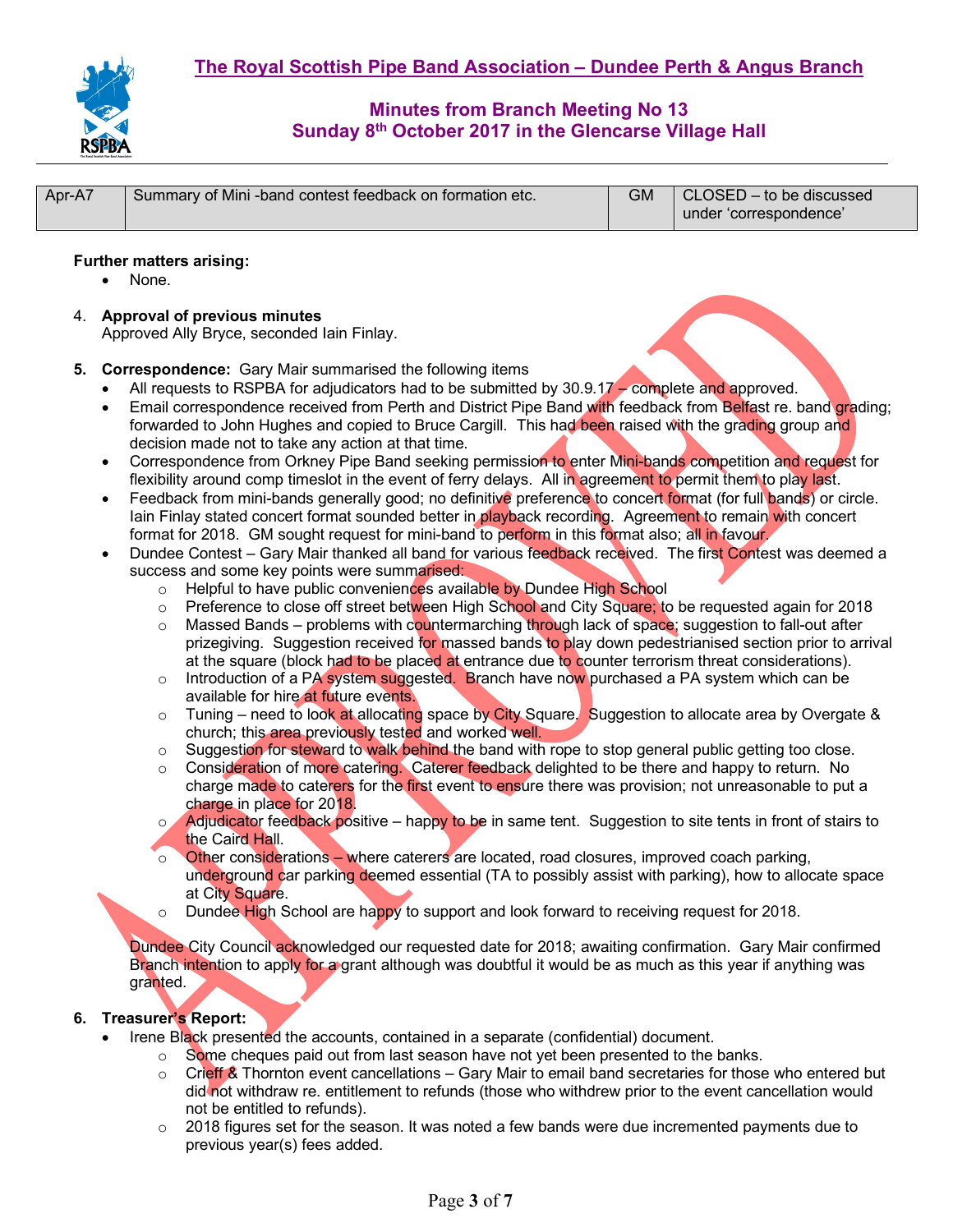| Apr-A7 | Summary of Mini -band contest feedback on formation etc. | GM | CLOSED – to be discussed under 'correspondence' |
|---|---|---|---|

**Further matters arising:**
- None.

4. **Approval of previous minutes**
   Approved Ally Bryce, seconded Iain Finlay.

5. **Correspondence:** Gary Mair summarised the following items
   - All requests to RSPBA for adjudicators had to be submitted by 30.9.17 – complete and approved.
   - Email correspondence received from Perth and District Pipe Band with feedback from Belfast re. band grading; forwarded to John Hughes and copied to Bruce Cargill. This had been raised with the grading group and decision made not to take any action at that time.
   - Correspondence from Orkney Pipe Band seeking permission to enter Mini-bands competition and request for flexibility around comp timeslot in the event of ferry delays. All in agreement to permit them to play last.
   - Feedback from mini-bands generally good; no definitive preference to concert format (for full bands) or circle. Iain Finlay stated concert format sounded better in playback recording. Agreement to remain with concert format for 2018. GM sought request for mini-band to perform in this format also; all in favour.
   - Dundee Contest – Gary Mair thanked all band for various feedback received. The first Contest was deemed a success and some key points were summarised:
     - Helpful to have public conveniences available by Dundee High School
     - Preference to close off street between High School and City Square; to be requested again for 2018
     - Massed Bands – problems with countermarching through lack of space; suggestion to fall-out after prizegiving. Suggestion received for massed bands to play down pedestrianised section prior to arrival at the square (block had to be placed at entrance due to counter terrorism threat considerations).
     - Introduction of a PA system suggested. Branch have now purchased a PA system which can be available for hire at future events.
     - Tuning – need to look at allocating space by City Square. Suggestion to allocate area by Overgate & church; this area previously tested and worked well.
     - Suggestion for steward to walk behind the band with rope to stop general public getting too close.
     - Consideration of more catering. Caterer feedback delighted to be there and happy to return. No charge made to caterers for the first event to ensure there was provision; not unreasonable to put a charge in place for 2018.
     - Adjudicator feedback positive – happy to be in same tent. Suggestion to site tents in front of stairs to the Caird Hall.
     - Other considerations – where caterers are located, road closures, improved coach parking, underground car parking deemed essential (TA to possibly assist with parking), how to allocate space at City Square.
     - Dundee High School are happy to support and look forward to receiving request for 2018.

   Dundee City Council acknowledged our requested date for 2018; awaiting confirmation. Gary Mair confirmed Branch intention to apply for a grant although was doubtful it would be as much as this year if anything was granted.

6. **Treasurer's Report:**
   - Irene Black presented the accounts, contained in a separate (confidential) document.
     - Some cheques paid out from last season have not yet been presented to the banks.
     - Crieff & Thornton event cancellations – Gary Mair to email band secretaries for those who entered but did not withdraw re. entitlement to refunds (those who withdrew prior to the event cancellation would not be entitled to refunds).
     - 2018 figures set for the season. It was noted a few bands were due incremented payments due to previous year(s) fees added.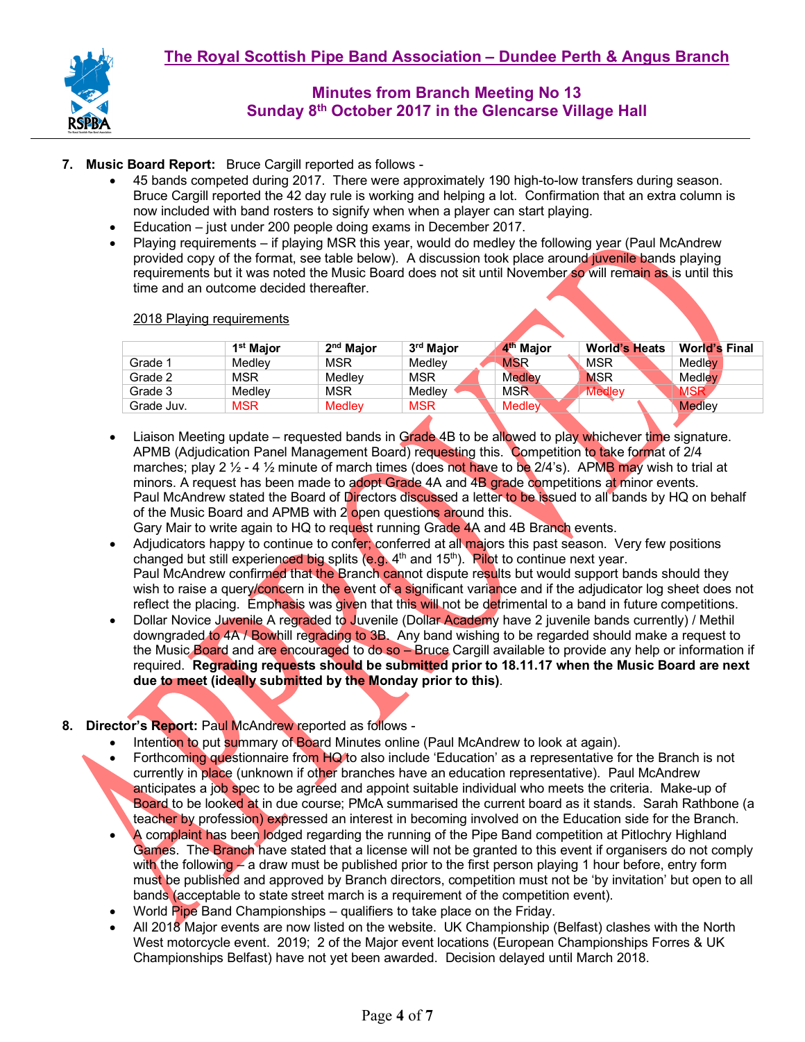# The Royal Scottish Pipe Band Association – Dundee Perth & Angus Branch

## Minutes from Branch Meeting No 13
## Sunday 8th October 2017 in the Glencarse Village Hall

7. **Music Board Report:** Bruce Cargill reported as follows -
   - 45 bands competed during 2017. There were approximately 190 high-to-low transfers during season. Bruce Cargill reported the 42 day rule is working and helping a lot. Confirmation that an extra column is now included with band rosters to signify when when a player can start playing.
   - Education – just under 200 people doing exams in December 2017.
   - Playing requirements – if playing MSR this year, would do medley the following year (Paul McAndrew provided copy of the format, see table below). A discussion took place around juvenile bands playing requirements but it was noted the Music Board does not sit until November so will remain as is until this time and an outcome decided thereafter.

   2018 Playing requirements

   | | 1st Major | 2nd Major | 3rd Major | 4th Major | World's Heats | World's Final |
   |---|---|---|---|---|---|---|
   | Grade 1 | Medley | MSR | Medley | MSR | MSR | Medley |
   | Grade 2 | MSR | Medley | MSR | Medley | MSR | Medley |
   | Grade 3 | Medley | MSR | Medley | MSR | Medley | MSR |
   | Grade Juv. | MSR | Medley | MSR | Medley | | Medley |

   - Liaison Meeting update – requested bands in Grade 4B to be allowed to play whichever time signature. APMB (Adjudication Panel Management Board) requesting this. Competition to take format of 2/4 marches; play 2 ½ - 4 ½ minute of march times (does not have to be 2/4's). APMB may wish to trial at minors. A request has been made to adopt Grade 4A and 4B grade competitions at minor events. Paul McAndrew stated the Board of Directors discussed a letter to be issued to all bands by HQ on behalf of the Music Board and APMB with 2 open questions around this.
     Gary Mair to write again to HQ to request running Grade 4A and 4B Branch events.
   - Adjudicators happy to continue to confer; conferred at all majors this past season. Very few positions changed but still experienced big splits (e.g. 4th and 15th). Pilot to continue next year.
     Paul McAndrew confirmed that the Branch cannot dispute results but would support bands should they wish to raise a query/concern in the event of a significant variance and if the adjudicator log sheet does not reflect the placing. Emphasis was given that this will not be detrimental to a band in future competitions.
   - Dollar Novice Juvenile A regraded to Juvenile (Dollar Academy have 2 juvenile bands currently) / Methil downgraded to 4A / Bowhill regrading to 3B. Any band wishing to be regarded should make a request to the Music Board and are encouraged to do so – Bruce Cargill available to provide any help or information if required. **Regrading requests should be submitted prior to 18.11.17 when the Music Board are next due to meet (ideally submitted by the Monday prior to this)**.

8. **Director's Report:** Paul McAndrew reported as follows -
   - Intention to put summary of Board Minutes online (Paul McAndrew to look at again).
   - Forthcoming questionnaire from HQ to also include 'Education' as a representative for the Branch is not currently in place (unknown if other branches have an education representative). Paul McAndrew anticipates a job spec to be agreed and appoint suitable individual who meets the criteria. Make-up of Board to be looked at in due course; PMcA summarised the current board as it stands. Sarah Rathbone (a teacher by profession) expressed an interest in becoming involved on the Education side for the Branch.
   - A complaint has been lodged regarding the running of the Pipe Band competition at Pitlochry Highland Games. The Branch have stated that a license will not be granted to this event if organisers do not comply with the following – a draw must be published prior to the first person playing 1 hour before, entry form must be published and approved by Branch directors, competition must not be 'by invitation' but open to all bands (acceptable to state street march is a requirement of the competition event).
   - World Pipe Band Championships – qualifiers to take place on the Friday.
   - All 2018 Major events are now listed on the website. UK Championship (Belfast) clashes with the North West motorcycle event. 2019; 2 of the Major event locations (European Championships Forres & UK Championships Belfast) have not yet been awarded. Decision delayed until March 2018.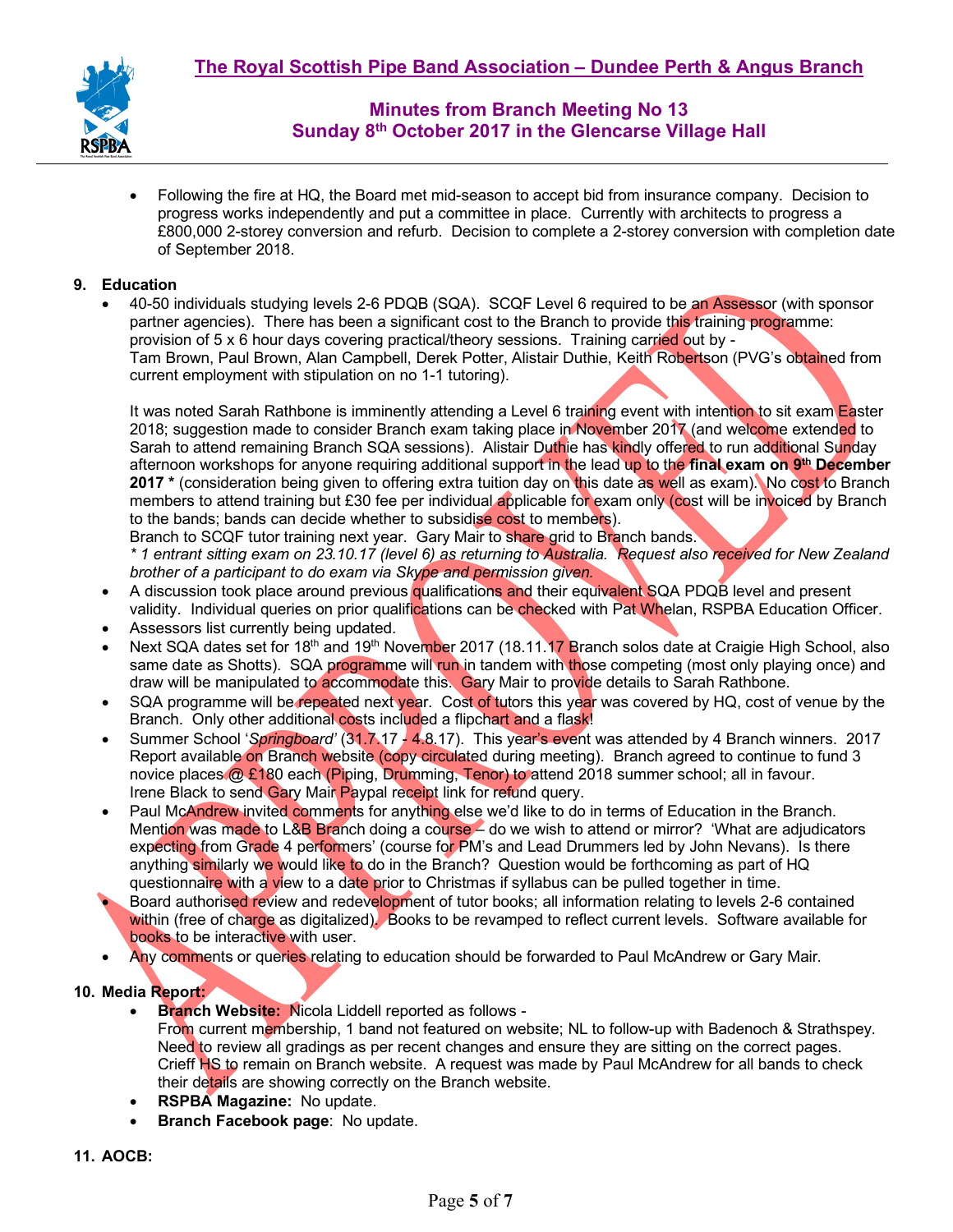- Following the fire at HQ, the Board met mid-season to accept bid from insurance company. Decision to progress works independently and put a committee in place. Currently with architects to progress a £800,000 2-storey conversion and refurb. Decision to complete a 2-storey conversion with completion date of September 2018.

**9. Education**

- 40-50 individuals studying levels 2-6 PDQB (SQA). SCQF Level 6 required to be an Assessor (with sponsor partner agencies). There has been a significant cost to the Branch to provide this training programme: provision of 5 x 6 hour days covering practical/theory sessions. Training carried out by - Tam Brown, Paul Brown, Alan Campbell, Derek Potter, Alistair Duthie, Keith Robertson (PVG's obtained from current employment with stipulation on no 1-1 tutoring).

  It was noted Sarah Rathbone is imminently attending a Level 6 training event with intention to sit exam Easter 2018; suggestion made to consider Branch exam taking place in November 2017 (and welcome extended to Sarah to attend remaining Branch SQA sessions). Alistair Duthie has kindly offered to run additional Sunday afternoon workshops for anyone requiring additional support in the lead up to the **final exam on 9th December 2017 \*** (consideration being given to offering extra tuition day on this date as well as exam). No cost to Branch members to attend training but £30 fee per individual applicable for exam only (cost will be invoiced by Branch to the bands; bands can decide whether to subsidise cost to members).
  Branch to SCQF tutor training next year. Gary Mair to share grid to Branch bands.
  *\* 1 entrant sitting exam on 23.10.17 (level 6) as returning to Australia. Request also received for New Zealand brother of a participant to do exam via Skype and permission given.*
- A discussion took place around previous qualifications and their equivalent SQA PDQB level and present validity. Individual queries on prior qualifications can be checked with Pat Whelan, RSPBA Education Officer.
- Assessors list currently being updated.
- Next SQA dates set for 18th and 19th November 2017 (18.11.17 Branch solos date at Craigie High School, also same date as Shotts). SQA programme will run in tandem with those competing (most only playing once) and draw will be manipulated to accommodate this. Gary Mair to provide details to Sarah Rathbone.
- SQA programme will be repeated next year. Cost of tutors this year was covered by HQ, cost of venue by the Branch. Only other additional costs included a flipchart and a flask!
- Summer School '*Springboard'* (31.7.17 - 4.8.17). This year's event was attended by 4 Branch winners. 2017 Report available on Branch website (copy circulated during meeting). Branch agreed to continue to fund 3 novice places @ £180 each (Piping, Drumming, Tenor) to attend 2018 summer school; all in favour. Irene Black to send Gary Mair Paypal receipt link for refund query.
- Paul McAndrew invited comments for anything else we'd like to do in terms of Education in the Branch. Mention was made to L&B Branch doing a course – do we wish to attend or mirror? 'What are adjudicators expecting from Grade 4 performers' (course for PM's and Lead Drummers led by John Nevans). Is there anything similarly we would like to do in the Branch? Question would be forthcoming as part of HQ questionnaire with a view to a date prior to Christmas if syllabus can be pulled together in time.
- Board authorised review and redevelopment of tutor books; all information relating to levels 2-6 contained within (free of charge as digitalized). Books to be revamped to reflect current levels. Software available for books to be interactive with user.
- Any comments or queries relating to education should be forwarded to Paul McAndrew or Gary Mair.

**10. Media Report:**

- **Branch Website:** Nicola Liddell reported as follows -
  From current membership, 1 band not featured on website; NL to follow-up with Badenoch & Strathspey. Need to review all gradings as per recent changes and ensure they are sitting on the correct pages. Crieff HS to remain on Branch website. A request was made by Paul McAndrew for all bands to check their details are showing correctly on the Branch website.
- **RSPBA Magazine:** No update.
- **Branch Facebook page**: No update.

**11. AOCB:**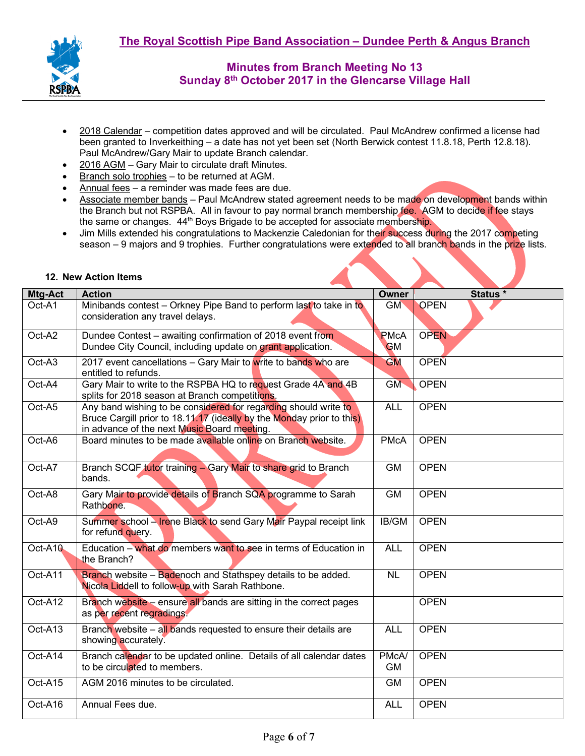- 2018 Calendar – competition dates approved and will be circulated. Paul McAndrew confirmed a license had been granted to Inverkeithing – a date has not yet been set (North Berwick contest 11.8.18, Perth 12.8.18). Paul McAndrew/Gary Mair to update Branch calendar.
- 2016 AGM – Gary Mair to circulate draft Minutes.
- Branch solo trophies – to be returned at AGM.
- Annual fees – a reminder was made fees are due.
- Associate member bands – Paul McAndrew stated agreement needs to be made on development bands within the Branch but not RSPBA. All in favour to pay normal branch membership fee. AGM to decide if fee stays the same or changes. 44th Boys Brigade to be accepted for associate membership.
- Jim Mills extended his congratulations to Mackenzie Caledonian for their success during the 2017 competing season – 9 majors and 9 trophies. Further congratulations were extended to all branch bands in the prize lists.

**12. New Action Items**

| Mtg-Act | Action | Owner | Status * |
|---|---|---|---|
| Oct-A1 | Minibands contest – Orkney Pipe Band to perform last to take in to consideration any travel delays. | GM | OPEN |
| Oct-A2 | Dundee Contest – awaiting confirmation of 2018 event from Dundee City Council, including update on grant application. | PMcA GM | OPEN |
| Oct-A3 | 2017 event cancellations – Gary Mair to write to bands who are entitled to refunds. | GM | OPEN |
| Oct-A4 | Gary Mair to write to the RSPBA HQ to request Grade 4A and 4B splits for 2018 season at Branch competitions. | GM | OPEN |
| Oct-A5 | Any band wishing to be considered for regarding should write to Bruce Cargill prior to 18.11.17 (ideally by the Monday prior to this) in advance of the next Music Board meeting. | ALL | OPEN |
| Oct-A6 | Board minutes to be made available online on Branch website. | PMcA | OPEN |
| Oct-A7 | Branch SCQF tutor training – Gary Mair to share grid to Branch bands. | GM | OPEN |
| Oct-A8 | Gary Mair to provide details of Branch SQA programme to Sarah Rathbone. | GM | OPEN |
| Oct-A9 | Summer school – Irene Black to send Gary Mair Paypal receipt link for refund query. | IB/GM | OPEN |
| Oct-A10 | Education – what do members want to see in terms of Education in the Branch? | ALL | OPEN |
| Oct-A11 | Branch website – Badenoch and Stathspey details to be added. Nicola Liddell to follow-up with Sarah Rathbone. | NL | OPEN |
| Oct-A12 | Branch website – ensure all bands are sitting in the correct pages as per recent regradings. | | OPEN |
| Oct-A13 | Branch website – all bands requested to ensure their details are showing accurately. | ALL | OPEN |
| Oct-A14 | Branch calendar to be updated online. Details of all calendar dates to be circulated to members. | PMcA/ GM | OPEN |
| Oct-A15 | AGM 2016 minutes to be circulated. | GM | OPEN |
| Oct-A16 | Annual Fees due. | ALL | OPEN |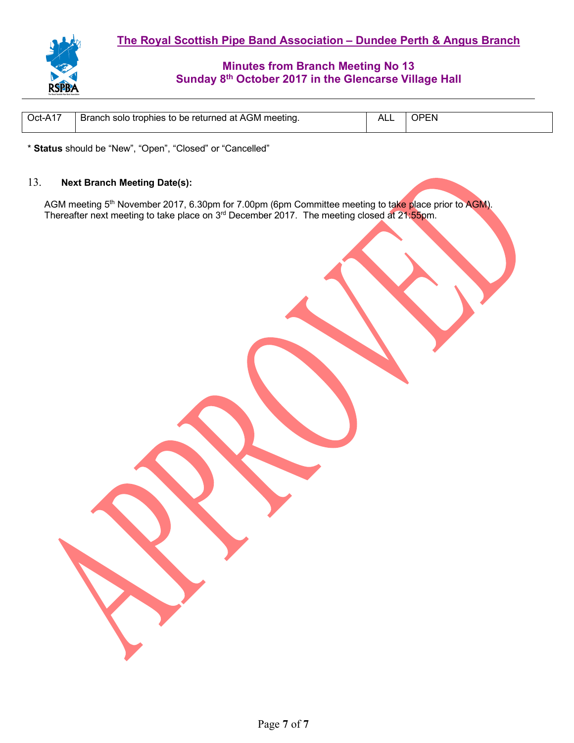| | | | |
|---|---|---|---|
| Oct-A17 | Branch solo trophies to be returned at AGM meeting. | ALL | OPEN |

\* **Status** should be "New", "Open", "Closed" or "Cancelled"

13. **Next Branch Meeting Date(s):**

AGM meeting 5th November 2017, 6.30pm for 7.00pm (6pm Committee meeting to take place prior to AGM). Thereafter next meeting to take place on 3rd December 2017. The meeting closed at 21:55pm.

APPROVED